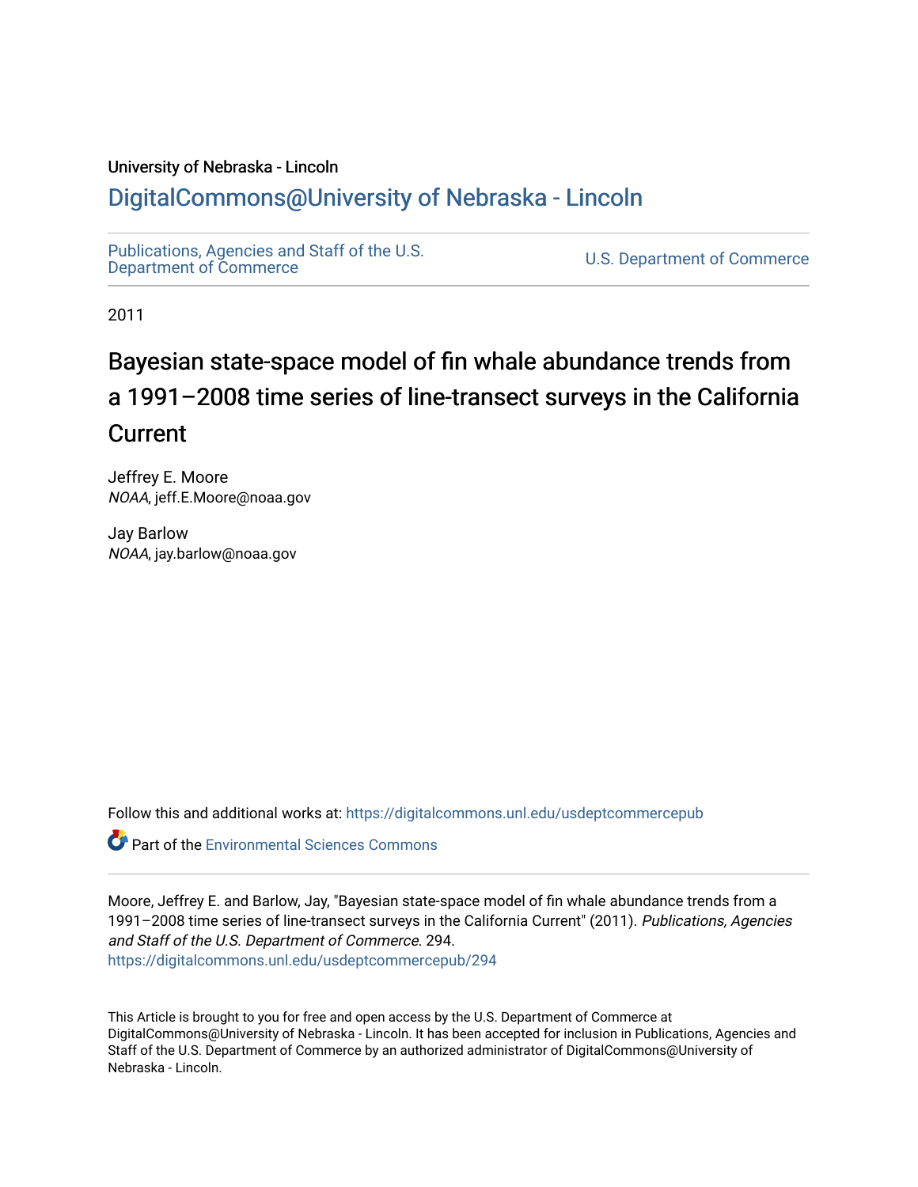University of Nebraska - Lincoln

## DigitalCommons@University of Nebraska - Lincoln

Publications, Agencies and Staff of the U.S. Department of Commerce

U.S. Department of Commerce

2011

# Bayesian state-space model of fin whale abundance trends from a 1991–2008 time series of line-transect surveys in the California Current

Jeffrey E. Moore
*NOAA*, jeff.E.Moore@noaa.gov

Jay Barlow
*NOAA*, jay.barlow@noaa.gov

Follow this and additional works at: https://digitalcommons.unl.edu/usdeptcommercepub

Part of the Environmental Sciences Commons

Moore, Jeffrey E. and Barlow, Jay, "Bayesian state-space model of fin whale abundance trends from a 1991–2008 time series of line-transect surveys in the California Current" (2011). *Publications, Agencies and Staff of the U.S. Department of Commerce*. 294.
https://digitalcommons.unl.edu/usdeptcommercepub/294

This Article is brought to you for free and open access by the U.S. Department of Commerce at DigitalCommons@University of Nebraska - Lincoln. It has been accepted for inclusion in Publications, Agencies and Staff of the U.S. Department of Commerce by an authorized administrator of DigitalCommons@University of Nebraska - Lincoln.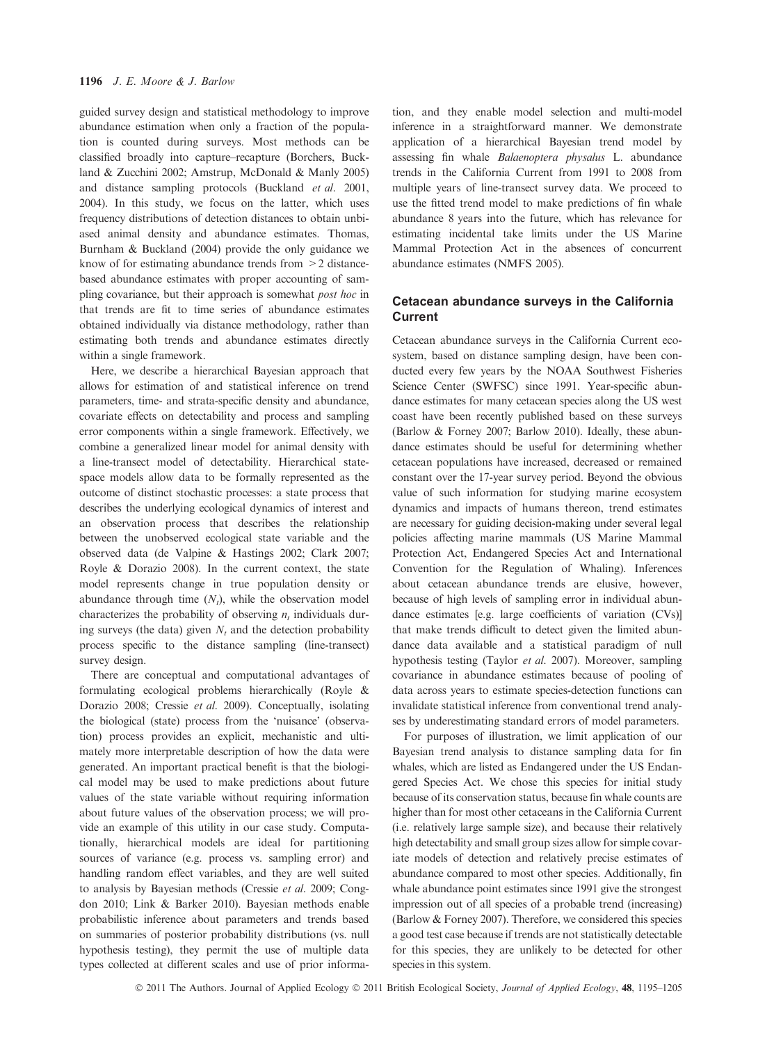guided survey design and statistical methodology to improve abundance estimation when only a fraction of the population is counted during surveys. Most methods can be classified broadly into capture–recapture (Borchers, Buckland & Zucchini 2002; Amstrup, McDonald & Manly 2005) and distance sampling protocols (Buckland *et al.* 2001, 2004). In this study, we focus on the latter, which uses frequency distributions of detection distances to obtain unbiased animal density and abundance estimates. Thomas, Burnham & Buckland (2004) provide the only guidance we know of for estimating abundance trends from $> 2$ distance-based abundance estimates with proper accounting of sampling covariance, but their approach is somewhat *post hoc* in that trends are fit to time series of abundance estimates obtained individually via distance methodology, rather than estimating both trends and abundance estimates directly within a single framework.

Here, we describe a hierarchical Bayesian approach that allows for estimation of and statistical inference on trend parameters, time- and strata-specific density and abundance, covariate effects on detectability and process and sampling error components within a single framework. Effectively, we combine a generalized linear model for animal density with a line-transect model of detectability. Hierarchical state-space models allow data to be formally represented as the outcome of distinct stochastic processes: a state process that describes the underlying ecological dynamics of interest and an observation process that describes the relationship between the unobserved ecological state variable and the observed data (de Valpine & Hastings 2002; Clark 2007; Royle & Dorazio 2008). In the current context, the state model represents change in true population density or abundance through time ($N_t$), while the observation model characterizes the probability of observing $n_t$ individuals during surveys (the data) given $N_t$ and the detection probability process specific to the distance sampling (line-transect) survey design.

There are conceptual and computational advantages of formulating ecological problems hierarchically (Royle & Dorazio 2008; Cressie *et al.* 2009). Conceptually, isolating the biological (state) process from the 'nuisance' (observation) process provides an explicit, mechanistic and ultimately more interpretable description of how the data were generated. An important practical benefit is that the biological model may be used to make predictions about future values of the state variable without requiring information about future values of the observation process; we will provide an example of this utility in our case study. Computationally, hierarchical models are ideal for partitioning sources of variance (e.g. process vs. sampling error) and handling random effect variables, and they are well suited to analysis by Bayesian methods (Cressie *et al.* 2009; Congdon 2010; Link & Barker 2010). Bayesian methods enable probabilistic inference about parameters and trends based on summaries of posterior probability distributions (vs. null hypothesis testing), they permit the use of multiple data types collected at different scales and use of prior information, and they enable model selection and multi-model inference in a straightforward manner. We demonstrate application of a hierarchical Bayesian trend model by assessing fin whale *Balaenoptera physalus* L. abundance trends in the California Current from 1991 to 2008 from multiple years of line-transect survey data. We proceed to use the fitted trend model to make predictions of fin whale abundance 8 years into the future, which has relevance for estimating incidental take limits under the US Marine Mammal Protection Act in the absences of concurrent abundance estimates (NMFS 2005).

## Cetacean abundance surveys in the California Current

Cetacean abundance surveys in the California Current ecosystem, based on distance sampling design, have been conducted every few years by the NOAA Southwest Fisheries Science Center (SWFSC) since 1991. Year-specific abundance estimates for many cetacean species along the US west coast have been recently published based on these surveys (Barlow & Forney 2007; Barlow 2010). Ideally, these abundance estimates should be useful for determining whether cetacean populations have increased, decreased or remained constant over the 17-year survey period. Beyond the obvious value of such information for studying marine ecosystem dynamics and impacts of humans thereon, trend estimates are necessary for guiding decision-making under several legal policies affecting marine mammals (US Marine Mammal Protection Act, Endangered Species Act and International Convention for the Regulation of Whaling). Inferences about cetacean abundance trends are elusive, however, because of high levels of sampling error in individual abundance estimates [e.g. large coefficients of variation (CVs)] that make trends difficult to detect given the limited abundance data available and a statistical paradigm of null hypothesis testing (Taylor *et al.* 2007). Moreover, sampling covariance in abundance estimates because of pooling of data across years to estimate species-detection functions can invalidate statistical inference from conventional trend analyses by underestimating standard errors of model parameters.

For purposes of illustration, we limit application of our Bayesian trend analysis to distance sampling data for fin whales, which are listed as Endangered under the US Endangered Species Act. We chose this species for initial study because of its conservation status, because fin whale counts are higher than for most other cetaceans in the California Current (i.e. relatively large sample size), and because their relatively high detectability and small group sizes allow for simple covariate models of detection and relatively precise estimates of abundance compared to most other species. Additionally, fin whale abundance point estimates since 1991 give the strongest impression out of all species of a probable trend (increasing) (Barlow & Forney 2007). Therefore, we considered this species a good test case because if trends are not statistically detectable for this species, they are unlikely to be detected for other species in this system.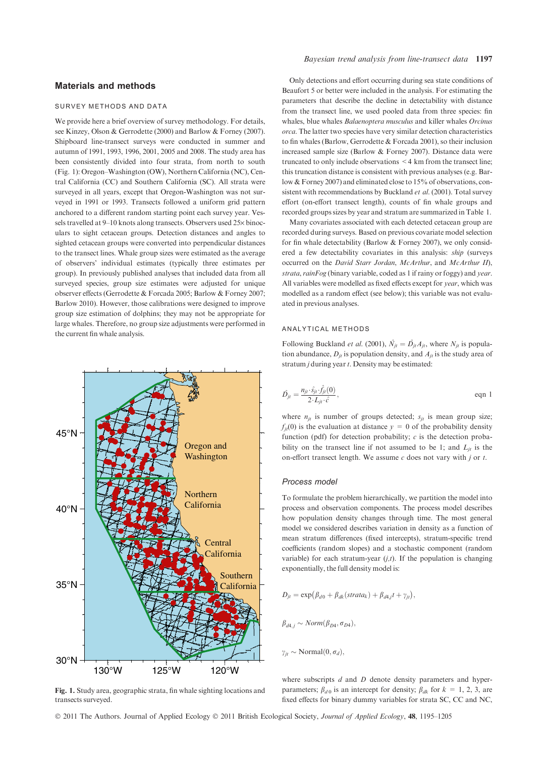## Materials and methods

### SURVEY METHODS AND DATA

We provide here a brief overview of survey methodology. For details, see Kinzey, Olson & Gerrodette (2000) and Barlow & Forney (2007). Shipboard line-transect surveys were conducted in summer and autumn of 1991, 1993, 1996, 2001, 2005 and 2008. The study area has been consistently divided into four strata, from north to south (Fig. 1): Oregon–Washington (OW), Northern California (NC), Central California (CC) and Southern California (SC). All strata were surveyed in all years, except that Oregon-Washington was not surveyed in 1991 or 1993. Transects followed a uniform grid pattern anchored to a different random starting point each survey year. Vessels travelled at 9–10 knots along transects. Observers used 25× binoculars to sight cetacean groups. Detection distances and angles to sighted cetacean groups were converted into perpendicular distances to the transect lines. Whale group sizes were estimated as the average of observers' individual estimates (typically three estimates per group). In previously published analyses that included data from all surveyed species, group size estimates were adjusted for unique observer effects (Gerrodette & Forcada 2005; Barlow & Forney 2007; Barlow 2010). However, those calibrations were designed to improve group size estimation of dolphins; they may not be appropriate for large whales. Therefore, no group size adjustments were performed in the current fin whale analysis.

**Fig. 1.** Study area, geographic strata, fin whale sighting locations and transects surveyed.

Only detections and effort occurring during sea state conditions of Beaufort 5 or better were included in the analysis. For estimating the parameters that describe the decline in detectability with distance from the transect line, we used pooled data from three species: fin whales, blue whales *Balaenoptera musculus* and killer whales *Orcinus orca*. The latter two species have very similar detection characteristics to fin whales (Barlow, Gerrodette & Forcada 2001), so their inclusion increased sample size (Barlow & Forney 2007). Distance data were truncated to only include observations < 4 km from the transect line; this truncation distance is consistent with previous analyses (e.g. Barlow & Forney 2007) and eliminated close to 15% of observations, consistent with recommendations by Buckland *et al.* (2001). Total survey effort (on-effort transect length), counts of fin whale groups and recorded groups sizes by year and stratum are summarized in Table 1.

Many covariates associated with each detected cetacean group are recorded during surveys. Based on previous covariate model selection for fin whale detectability (Barlow & Forney 2007), we only considered a few detectability covariates in this analysis: *ship* (surveys occurred on the *David Starr Jordan*, *McArthur*, and *McArthur II*), *strata*, *rainFog* (binary variable, coded as 1 if rainy or foggy) and *year*. All variables were modelled as fixed effects except for *year*, which was modelled as a random effect (see below); this variable was not evaluated in previous analyses.

### ANALYTICAL METHODS

Following Buckland *et al.* (2001), $\hat{N}_{jt} = \hat{D}_{jt}A_{jt}$, where $N_{jt}$ is population abundance, $D_{jt}$ is population density, and $A_{jt}$ is the study area of stratum $j$ during year $t$. Density may be estimated:

$$\hat{D}_{jt} = \frac{n_{jt} \cdot \hat{s}_{jt} \cdot \hat{f}_{jt}(0)}{2 \cdot L_{jt} \cdot \hat{c}}, \qquad \text{eqn 1}$$

where $n_{jt}$ is number of groups detected; $s_{jt}$ is mean group size; $f_{jt}(0)$ is the evaluation at distance $y = 0$ of the probability density function (pdf) for detection probability; $c$ is the detection probability on the transect line if not assumed to be 1; and $L_{jt}$ is the on-effort transect length. We assume $c$ does not vary with $j$ or $t$.

#### *Process model*

To formulate the problem hierarchically, we partition the model into process and observation components. The process model describes how population density changes through time. The most general model we considered describes variation in density as a function of mean stratum differences (fixed intercepts), stratum-specific trend coefficients (random slopes) and a stochastic component (random variable) for each stratum-year $(j,t)$. If the population is changing exponentially, the full density model is:

$$D_{jt} = \exp\left(\beta_{d0} + \beta_{dk}(strata_k) + \beta_{d4,j}t + \gamma_{jt}\right),$$

$$\beta_{d4,j} \sim Norm(\beta_{D4}, \sigma_{D4}),$$

$$\gamma_{jt} \sim \mathrm{Normal}(0, \sigma_d),$$

where subscripts $d$ and $D$ denote density parameters and hyperparameters; $\beta_{d0}$ is an intercept for density; $\beta_{dk}$ for $k = 1, 2, 3$, are fixed effects for binary dummy variables for strata SC, CC and NC,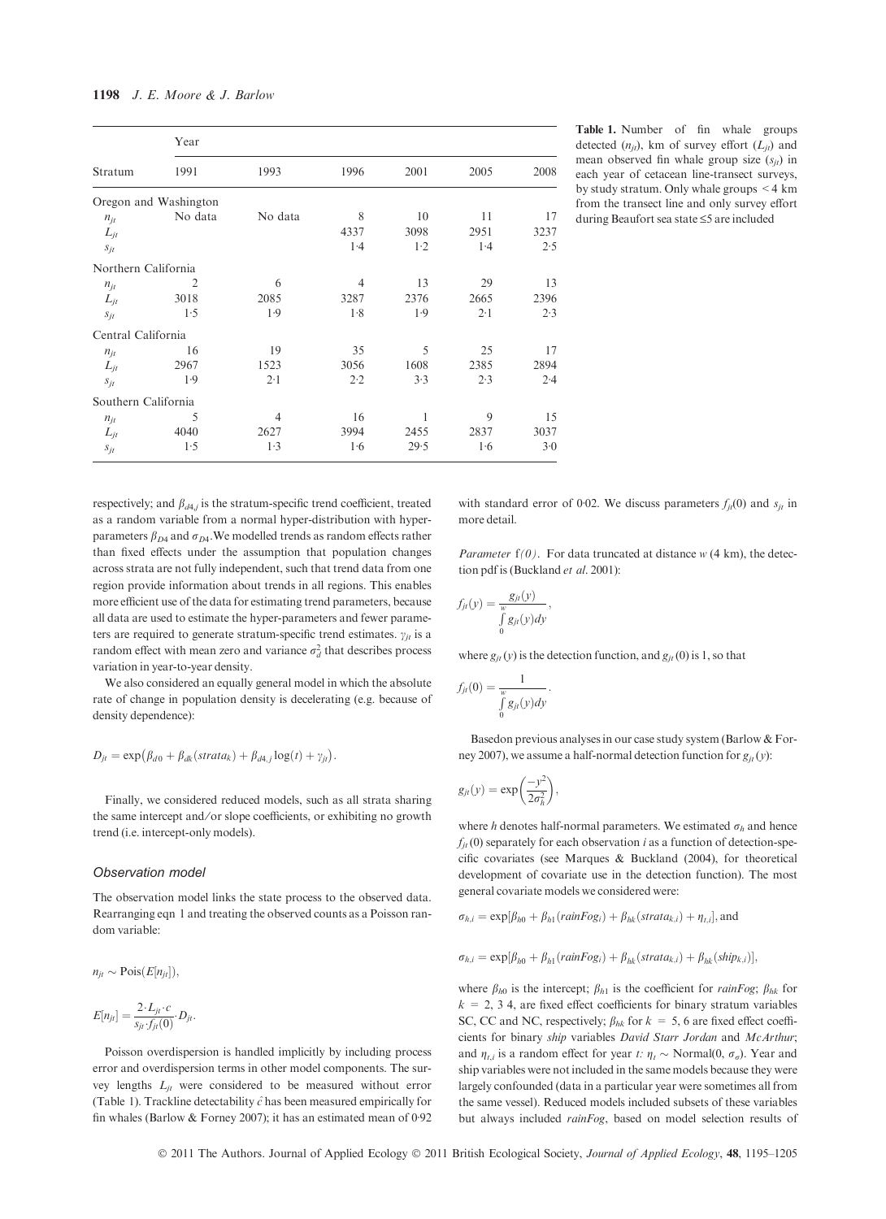| Stratum | Year | | | | | |
|---|---|---|---|---|---|---|
| | 1991 | 1993 | 1996 | 2001 | 2005 | 2008 |
| Oregon and Washington | | | | | | |
| $n_{jt}$ | No data | No data | 8 | 10 | 11 | 17 |
| $L_{jt}$ | | | 4337 | 3098 | 2951 | 3237 |
| $s_{jt}$ | | | 1·4 | 1·2 | 1·4 | 2·5 |
| Northern California | | | | | | |
| $n_{jt}$ | 2 | 6 | 4 | 13 | 29 | 13 |
| $L_{jt}$ | 3018 | 2085 | 3287 | 2376 | 2665 | 2396 |
| $s_{jt}$ | 1·5 | 1·9 | 1·8 | 1·9 | 2·1 | 2·3 |
| Central California | | | | | | |
| $n_{jt}$ | 16 | 19 | 35 | 5 | 25 | 17 |
| $L_{jt}$ | 2967 | 1523 | 3056 | 1608 | 2385 | 2894 |
| $s_{jt}$ | 1·9 | 2·1 | 2·2 | 3·3 | 2·3 | 2·4 |
| Southern California | | | | | | |
| $n_{jt}$ | 5 | 4 | 16 | 1 | 9 | 15 |
| $L_{jt}$ | 4040 | 2627 | 3994 | 2455 | 2837 | 3037 |
| $s_{jt}$ | 1·5 | 1·3 | 1·6 | 29·5 | 1·6 | 3·0 |

**Table 1.** Number of fin whale groups detected ($n_{jt}$), km of survey effort ($L_{jt}$) and mean observed fin whale group size ($s_{jt}$) in each year of cetacean line-transect surveys, by study stratum. Only whale groups < 4 km from the transect line and only survey effort during Beaufort sea state ≤5 are included

respectively; and $\beta_{d4,j}$ is the stratum-specific trend coefficient, treated as a random variable from a normal hyper-distribution with hyper-parameters $\beta_{D4}$ and $\sigma_{D4}$. We modelled trends as random effects rather than fixed effects under the assumption that population changes across strata are not fully independent, such that trend data from one region provide information about trends in all regions. This enables more efficient use of the data for estimating trend parameters, because all data are used to estimate the hyper-parameters and fewer parameters are required to generate stratum-specific trend estimates. $\gamma_{jt}$ is a random effect with mean zero and variance $\sigma_d^2$ that describes process variation in year-to-year density.

We also considered an equally general model in which the absolute rate of change in population density is decelerating (e.g. because of density dependence):

$$D_{jt} = \exp\left(\beta_{d0} + \beta_{dk}(strata_k) + \beta_{d4,j}\log(t) + \gamma_{jt}\right).$$

Finally, we considered reduced models, such as all strata sharing the same intercept and/or slope coefficients, or exhibiting no growth trend (i.e. intercept-only models).

### Observation model

The observation model links the state process to the observed data. Rearranging eqn 1 and treating the observed counts as a Poisson random variable:

$$n_{jt} \sim \text{Pois}(E[n_{jt}]),$$

$$E[n_{jt}] = \frac{2 \cdot L_{jt} \cdot c}{s_{jt} \cdot f_{jt}(0)} \cdot D_{jt}.$$

Poisson overdispersion is handled implicitly by including process error and overdispersion terms in other model components. The survey lengths $L_{jt}$ were considered to be measured without error (Table 1). Trackline detectability $\hat{c}$ has been measured empirically for fin whales (Barlow & Forney 2007); it has an estimated mean of 0·92 with standard error of 0·02. We discuss parameters $f_{jt}(0)$ and $s_{jt}$ in more detail.

*Parameter* f*(0)*. For data truncated at distance $w$ (4 km), the detection pdf is (Buckland *et al.* 2001):

$$f_{jt}(y) = \frac{g_{jt}(y)}{\int_0^w g_{jt}(y)dy},$$

where $g_{jt}(y)$ is the detection function, and $g_{jt}(0)$ is 1, so that

$$f_{jt}(0) = \frac{1}{\int_0^w g_{jt}(y)dy}.$$

Basedon previous analyses in our case study system (Barlow & Forney 2007), we assume a half-normal detection function for $g_{jt}(y)$:

$$g_{jt}(y) = \exp\left(\frac{-y^2}{2\sigma_h^2}\right),$$

where $h$ denotes half-normal parameters. We estimated $\sigma_h$ and hence $f_{jt}(0)$ separately for each observation $i$ as a function of detection-specific covariates (see Marques & Buckland (2004), for theoretical development of covariate use in the detection function). The most general covariate models we considered were:

$$\sigma_{h,i} = \exp[\beta_{h0} + \beta_{h1}(rainFog_i) + \beta_{hk}(strata_{k,i}) + \eta_{t,i}], \text{and}$$

$$\sigma_{h,i} = \exp[\beta_{h0} + \beta_{h1}(rainFog_i) + \beta_{hk}(strata_{k,i}) + \beta_{hk}(ship_{k,i})],$$

where $\beta_{h0}$ is the intercept; $\beta_{h1}$ is the coefficient for *rainFog*; $\beta_{hk}$ for $k$ = 2, 3 4, are fixed effect coefficients for binary stratum variables SC, CC and NC, respectively; $\beta_{hk}$ for $k$ = 5, 6 are fixed effect coefficients for binary *ship* variables *David Starr Jordan* and *McArthur*; and $\eta_{t,i}$ is a random effect for year $t$: $\eta_t \sim \text{Normal}(0, \sigma_\sigma)$. Year and ship variables were not included in the same models because they were largely confounded (data in a particular year were sometimes all from the same vessel). Reduced models included subsets of these variables but always included *rainFog*, based on model selection results of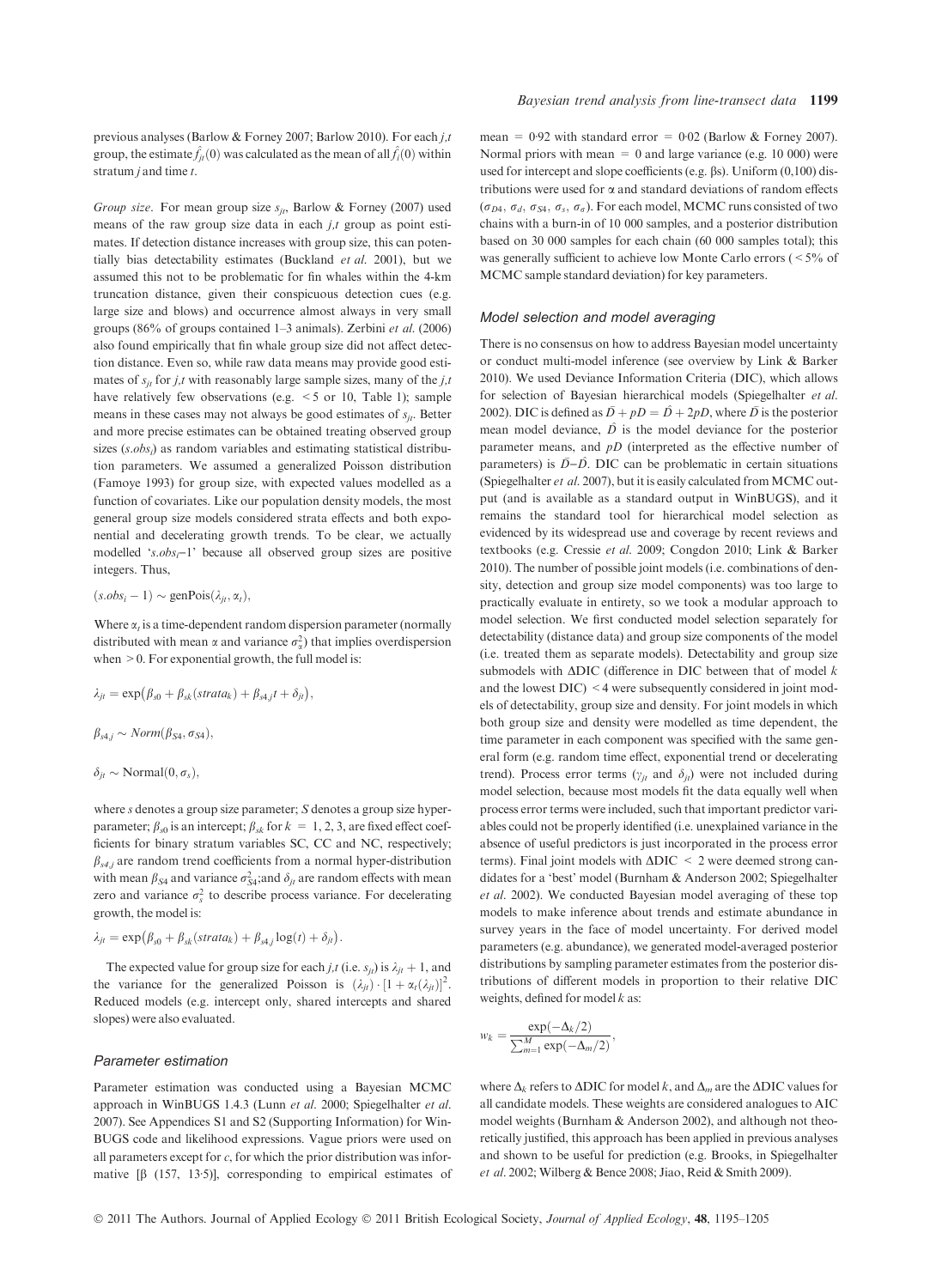previous analyses (Barlow & Forney 2007; Barlow 2010). For each $j,t$ group, the estimate $\hat{f}_{jt}(0)$ was calculated as the mean of all $\hat{f}_i(0)$ within stratum $j$ and time $t$.

*Group size.* For mean group size $s_{jt}$, Barlow & Forney (2007) used means of the raw group size data in each $j,t$ group as point estimates. If detection distance increases with group size, this can potentially bias detectability estimates (Buckland *et al.* 2001), but we assumed this not to be problematic for fin whales within the 4-km truncation distance, given their conspicuous detection cues (e.g. large size and blows) and occurrence almost always in very small groups (86% of groups contained 1–3 animals). Zerbini *et al.* (2006) also found empirically that fin whale group size did not affect detection distance. Even so, while raw data means may provide good estimates of $s_{jt}$ for $j,t$ with reasonably large sample sizes, many of the $j,t$ have relatively few observations (e.g. < 5 or 10, Table 1); sample means in these cases may not always be good estimates of $s_{jt}$. Better and more precise estimates can be obtained treating observed group sizes ($s.obs_i$) as random variables and estimating statistical distribution parameters. We assumed a generalized Poisson distribution (Famoye 1993) for group size, with expected values modelled as a function of covariates. Like our population density models, the most general group size models considered strata effects and both exponential and decelerating growth trends. To be clear, we actually modelled '$s.obs_i$–1' because all observed group sizes are positive integers. Thus,

$$(s.obs_i - 1) \sim \text{genPois}(\lambda_{jt}, \alpha_t),$$

Where $\alpha_t$ is a time-dependent random dispersion parameter (normally distributed with mean $\alpha$ and variance $\sigma_\alpha^2$) that implies overdispersion when > 0. For exponential growth, the full model is:

$$\lambda_{jt} = \exp\left(\beta_{s0} + \beta_{sk}(strata_k) + \beta_{s4,j}t + \delta_{jt}\right),$$

$$\beta_{s4,j} \sim Norm(\beta_{S4}, \sigma_{S4}),$$

$$\delta_{jt} \sim \text{Normal}(0, \sigma_s),$$

where $s$ denotes a group size parameter; $S$ denotes a group size hyperparameter; $\beta_{s0}$ is an intercept; $\beta_{sk}$ for $k = 1, 2, 3$, are fixed effect coefficients for binary stratum variables SC, CC and NC, respectively; $\beta_{s4,j}$ are random trend coefficients from a normal hyper-distribution with mean $\beta_{S4}$ and variance $\sigma_{S4}^2$;and $\delta_{jt}$ are random effects with mean zero and variance $\sigma_s^2$ to describe process variance. For decelerating growth, the model is:

$$\lambda_{jt} = \exp\left(\beta_{s0} + \beta_{sk}(strata_k) + \beta_{s4,j}\log(t) + \delta_{jt}\right).$$

The expected value for group size for each $j,t$ (i.e. $s_{jt}$) is $\lambda_{jt} + 1$, and the variance for the generalized Poisson is $(\lambda_{jt}) \cdot [1 + \alpha_t(\lambda_{jt})]^2$. Reduced models (e.g. intercept only, shared intercepts and shared slopes) were also evaluated.

### Parameter estimation

Parameter estimation was conducted using a Bayesian MCMC approach in WinBUGS 1.4.3 (Lunn *et al.* 2000; Spiegelhalter *et al.* 2007). See Appendices S1 and S2 (Supporting Information) for WinBUGS code and likelihood expressions. Vague priors were used on all parameters except for $c$, for which the prior distribution was informative [$\beta$ (157, 13·5)], corresponding to empirical estimates of mean = 0·92 with standard error = 0·02 (Barlow & Forney 2007). Normal priors with mean = 0 and large variance (e.g. 10 000) were used for intercept and slope coefficients (e.g. βs). Uniform (0,100) distributions were used for $\alpha$ and standard deviations of random effects ($\sigma_{D4}$, $\sigma_d$, $\sigma_{S4}$, $\sigma_s$, $\sigma_\sigma$). For each model, MCMC runs consisted of two chains with a burn-in of 10 000 samples, and a posterior distribution based on 30 000 samples for each chain (60 000 samples total); this was generally sufficient to achieve low Monte Carlo errors (< 5% of MCMC sample standard deviation) for key parameters.

### Model selection and model averaging

There is no consensus on how to address Bayesian model uncertainty or conduct multi-model inference (see overview by Link & Barker 2010). We used Deviance Information Criteria (DIC), which allows for selection of Bayesian hierarchical models (Spiegelhalter *et al.* 2002). DIC is defined as $\bar{D} + pD = \hat{D} + 2pD$, where $\bar{D}$ is the posterior mean model deviance, $\hat{D}$ is the model deviance for the posterior parameter means, and $pD$ (interpreted as the effective number of parameters) is $\bar{D}$–$\hat{D}$. DIC can be problematic in certain situations (Spiegelhalter *et al.* 2007), but it is easily calculated from MCMC output (and is available as a standard output in WinBUGS), and it remains the standard tool for hierarchical model selection as evidenced by its widespread use and coverage by recent reviews and textbooks (e.g. Cressie *et al.* 2009; Congdon 2010; Link & Barker 2010). The number of possible joint models (i.e. combinations of density, detection and group size model components) was too large to practically evaluate in entirety, so we took a modular approach to model selection. We first conducted model selection separately for detectability (distance data) and group size components of the model (i.e. treated them as separate models). Detectability and group size submodels with ΔDIC (difference in DIC between that of model $k$ and the lowest DIC) < 4 were subsequently considered in joint models of detectability, group size and density. For joint models in which both group size and density were modelled as time dependent, the time parameter in each component was specified with the same general form (e.g. random time effect, exponential trend or decelerating trend). Process error terms ($\gamma_{jt}$ and $\delta_{jt}$) were not included during model selection, because most models fit the data equally well when process error terms were included, such that important predictor variables could not be properly identified (i.e. unexplained variance in the absence of useful predictors is just incorporated in the process error terms). Final joint models with ΔDIC < 2 were deemed strong candidates for a 'best' model (Burnham & Anderson 2002; Spiegelhalter *et al.* 2002). We conducted Bayesian model averaging of these top models to make inference about trends and estimate abundance in survey years in the face of model uncertainty. For derived model parameters (e.g. abundance), we generated model-averaged posterior distributions by sampling parameter estimates from the posterior distributions of different models in proportion to their relative DIC weights, defined for model $k$ as:

$$w_k = \frac{\exp(-\Delta_k/2)}{\sum_{m=1}^{M}\exp(-\Delta_m/2)},$$

where $\Delta_k$ refers to ΔDIC for model $k$, and $\Delta_m$ are the ΔDIC values for all candidate models. These weights are considered analogues to AIC model weights (Burnham & Anderson 2002), and although not theoretically justified, this approach has been applied in previous analyses and shown to be useful for prediction (e.g. Brooks, in Spiegelhalter *et al.* 2002; Wilberg & Bence 2008; Jiao, Reid & Smith 2009).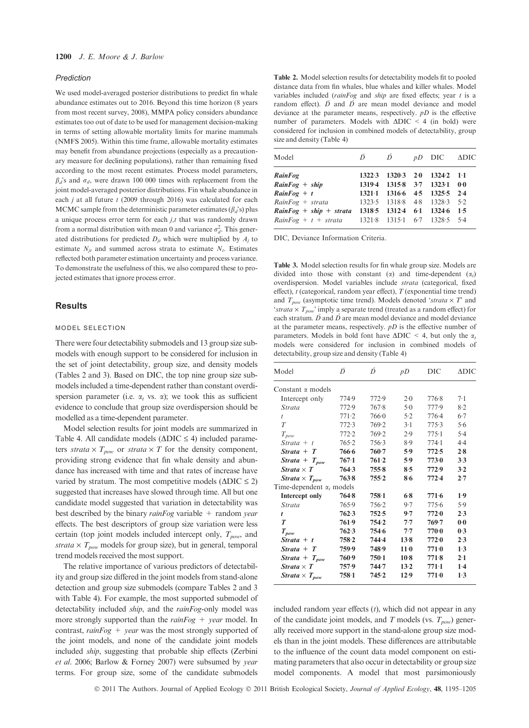### Prediction

We used model-averaged posterior distributions to predict fin whale abundance estimates out to 2016. Beyond this time horizon (8 years from most recent survey, 2008), MMPA policy considers abundance estimates too out of date to be used for management decision-making in terms of setting allowable mortality limits for marine mammals (NMFS 2005). Within this time frame, allowable mortality estimates may benefit from abundance projections (especially as a precautionary measure for declining populations), rather than remaining fixed according to the most recent estimates. Process model parameters, $\beta_d$'s and $\sigma_d$, were drawn 100 000 times with replacement from the joint model-averaged posterior distributions. Fin whale abundance in each $j$ at all future $t$ (2009 through 2016) was calculated for each MCMC sample from the deterministic parameter estimates ($\beta_d$'s) plus a unique process error term for each $j,t$ that was randomly drawn from a normal distribution with mean 0 and variance $\sigma_d^2$. This generated distributions for predicted $D_{jt}$ which were multiplied by $A_j$ to estimate $N_{jt}$ and summed across strata to estimate $N_t$. Estimates reflected both parameter estimation uncertainty and process variance. To demonstrate the usefulness of this, we also compared these to projected estimates that ignore process error.

## Results

### MODEL SELECTION

There were four detectability submodels and 13 group size submodels with enough support to be considered for inclusion in the set of joint detectability, group size, and density models (Tables 2 and 3). Based on DIC, the top nine group size submodels included a time-dependent rather than constant overdispersion parameter (i.e. $\alpha_t$ vs. $\alpha$); we took this as sufficient evidence to conclude that group size overdispersion should be modelled as a time-dependent parameter.

Model selection results for joint models are summarized in Table 4. All candidate models ($\Delta$DIC $\leq 4$) included parameters *strata* $\times$ $T_{pow}$ or *strata* $\times$ $T$ for the density component, providing strong evidence that fin whale density and abundance has increased with time and that rates of increase have varied by stratum. The most competitive models ($\Delta$DIC $\leq 2$) suggested that increases have slowed through time. All but one candidate model suggested that variation in detectability was best described by the binary *rainFog* variable + random *year* effects. The best descriptors of group size variation were less certain (top joint models included intercept only, $T_{pow}$, and *strata* $\times$ $T_{pow}$ models for group size), but in general, temporal trend models received the most support.

The relative importance of various predictors of detectability and group size differed in the joint models from stand-alone detection and group size submodels (compare Tables 2 and 3 with Table 4). For example, the most supported submodel of detectability included *ship*, and the *rainFog*-only model was more strongly supported than the *rainFog* + *year* model. In contrast, *rainFog* + *year* was the most strongly supported of the joint models, and none of the candidate joint models included *ship*, suggesting that probable ship effects (Zerbini *et al*. 2006; Barlow & Forney 2007) were subsumed by *year* terms. For group size, some of the candidate submodels included random year effects ($t$), which did not appear in any of the candidate joint models, and $T$ models (vs. $T_{pow}$) generally received more support in the stand-alone group size models than in the joint models. These differences are attributable to the influence of the count data model component on estimating parameters that also occur in detectability or group size model components. A model that most parsimoniously

**Table 2.** Model selection results for detectability models fit to pooled distance data from fin whales, blue whales and killer whales. Model variables included (*rainFog* and *ship* are fixed effects; year $t$ is a random effect). $\bar{D}$ and $\hat{D}$ are mean model deviance and model deviance at the parameter means, respectively. $pD$ is the effective number of parameters. Models with $\Delta$DIC < 4 (in bold) were considered for inclusion in combined models of detectability, group size and density (Table 4)

| Model | $\bar{D}$ | $\hat{D}$ | $pD$ | DIC | $\Delta$DIC |
|---|---|---|---|---|---|
| ***RainFog*** | **1322·3** | **1320·3** | **2·0** | **1324·2** | **1·1** |
| ***RainFog* + *ship*** | **1319·4** | **1315·8** | **3·7** | **1323·1** | **0·0** |
| ***RainFog* + *t*** | **1321·1** | **1316·6** | **4·5** | **1325·5** | **2·4** |
| *RainFog* + *strata* | 1323·5 | 1318·8 | 4·8 | 1328·3 | 5·2 |
| ***RainFog* + *ship* + *strata*** | **1318·5** | **1312·4** | **6·1** | **1324·6** | **1·5** |
| *RainFog* + *t* + *strata* | 1321·8 | 1315·1 | 6·7 | 1328·5 | 5·4 |

DIC, Deviance Information Criteria.

**Table 3.** Model selection results for fin whale group size. Models are divided into those with constant ($\alpha$) and time-dependent ($\alpha_t$) overdispersion. Model variables include *strata* (categorical, fixed effect), $t$ (categorical, random year effect), $T$ (exponential time trend) and $T_{pow}$ (asymptotic time trend). Models denoted '*strata* $\times$ $T$' and '*strata* $\times$ $T_{pow}$' imply a separate trend (treated as a random effect) for each stratum. $\bar{D}$ and $\hat{D}$ are mean model deviance and model deviance at the parameter means, respectively. $pD$ is the effective number of parameters. Models in bold font have $\Delta$DIC < 4, but only the $\alpha_t$ models were considered for inclusion in combined models of detectability, group size and density (Table 4)

| Model | $\bar{D}$ | $\hat{D}$ | $pD$ | DIC | $\Delta$DIC |
|---|---|---|---|---|---|
| Constant $\alpha$ models | | | | | |
| Intercept only | 774·9 | 772·9 | 2·0 | 776·8 | 7·1 |
| *Strata* | 772·9 | 767·8 | 5·0 | 777·9 | 8·2 |
| $t$ | 771·2 | 766·0 | 5·2 | 776·4 | 6·7 |
| $T$ | 772·3 | 769·2 | 3·1 | 775·3 | 5·6 |
| $T_{pow}$ | 772·2 | 769·2 | 2·9 | 775·1 | 5·4 |
| *Strata* + $t$ | 765·2 | 756·3 | 8·9 | 774·1 | 4·4 |
| ***Strata* + $T$** | **766·6** | **760·7** | **5·9** | **772·5** | **2·8** |
| ***Strata* + $T_{pow}$** | **767·1** | **761·2** | **5·9** | **773·0** | **3·3** |
| ***Strata* $\times$ $T$** | **764·3** | **755·8** | **8·5** | **772·9** | **3·2** |
| ***Strata* $\times$ $T_{pow}$** | **763·8** | **755·2** | **8·6** | **772·4** | **2·7** |
| Time-dependent $\alpha_t$ models | | | | | |
| **Intercept only** | **764·8** | **758·1** | **6·8** | **771·6** | **1·9** |
| *Strata* | 765·9 | 756·2 | 9·7 | 775·6 | 5·9 |
| ***t*** | **762·3** | **752·5** | **9·7** | **772·0** | **2·3** |
| ***T*** | **761·9** | **754·2** | **7·7** | **769·7** | **0·0** |
| **$T_{pow}$** | **762·3** | **754·6** | **7·7** | **770·0** | **0·3** |
| ***Strata* + *t*** | **758·2** | **744·4** | **13·8** | **772·0** | **2·3** |
| ***Strata* + $T$** | **759·9** | **748·9** | **11·0** | **771·0** | **1·3** |
| ***Strata* + $T_{pow}$** | **760·9** | **750·1** | **10·8** | **771·8** | **2·1** |
| ***Strata* $\times$ $T$** | **757·9** | **744·7** | **13·2** | **771·1** | **1·4** |
| ***Strata* $\times$ $T_{pow}$** | **758·1** | **745·2** | **12·9** | **771·0** | **1·3** |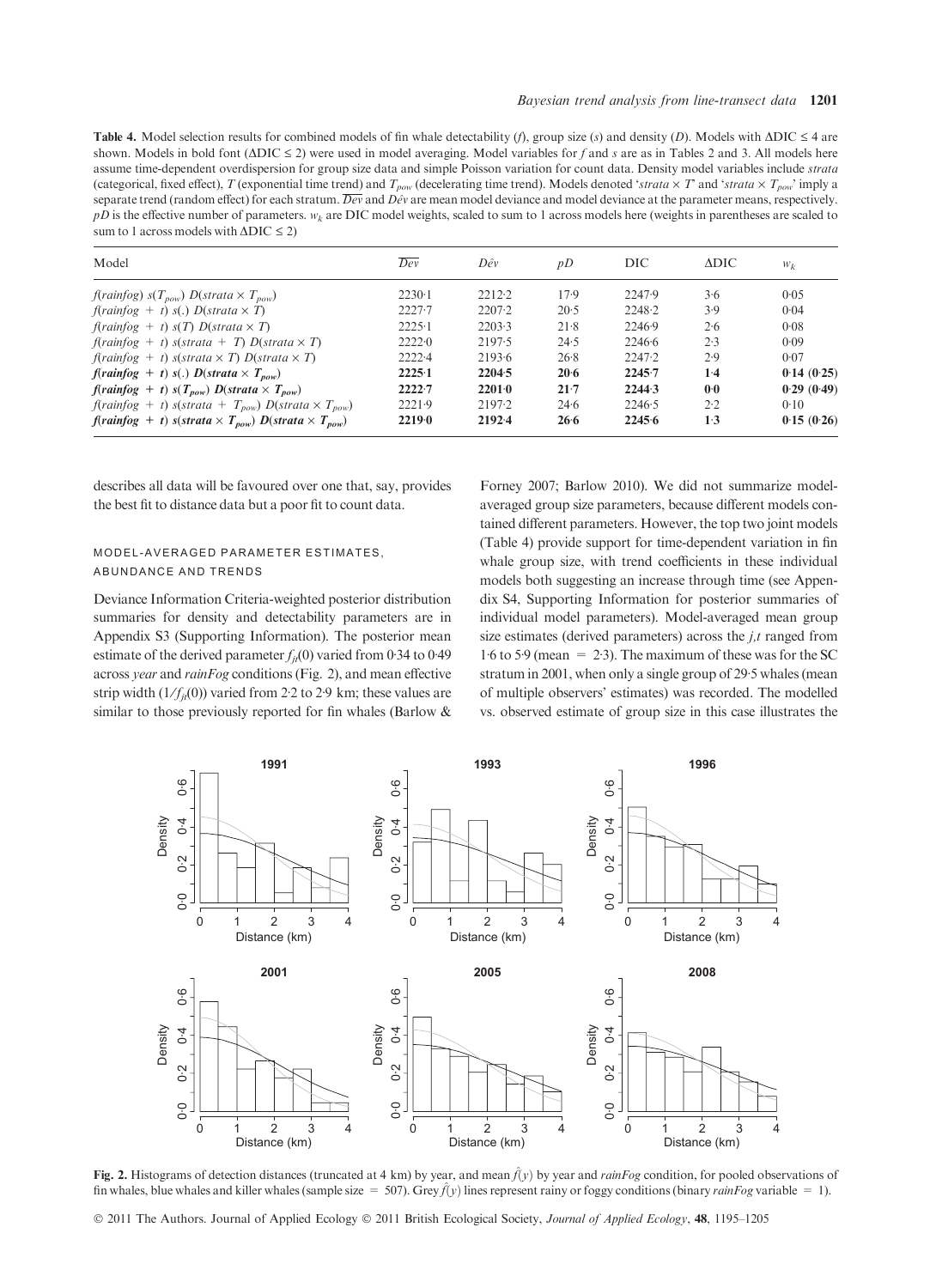**Table 4.** Model selection results for combined models of fin whale detectability ($f$), group size ($s$) and density ($D$). Models with $\Delta$DIC $\leq$ 4 are shown. Models in bold font ($\Delta$DIC $\leq$ 2) were used in model averaging. Model variables for $f$ and $s$ are as in Tables 2 and 3. All models here assume time-dependent overdispersion for group size data and simple Poisson variation for count data. Density model variables include *strata* (categorical, fixed effect), $T$ (exponential time trend) and $T_{pow}$ (decelerating time trend). Models denoted '*strata* × $T$' and '*strata* × $T_{pow}$' imply a separate trend (random effect) for each stratum. $\overline{Dev}$ and $D\hat{e}v$ are mean model deviance and model deviance at the parameter means, respectively. $pD$ is the effective number of parameters. $w_k$ are DIC model weights, scaled to sum to 1 across models here (weights in parentheses are scaled to sum to 1 across models with $\Delta$DIC $\leq$ 2)

| Model | $\overline{Dev}$ | $D\hat{e}v$ | $pD$ | DIC | $\Delta$DIC | $w_k$ |
|---|---|---|---|---|---|---|
| $f(rainfog)$ $s(T_{pow})$ $D(strata \times T_{pow})$ | 2230·1 | 2212·2 | 17·9 | 2247·9 | 3·6 | 0·05 |
| $f(rainfog + t)$ $s(.)$ $D(strata \times T)$ | 2227·7 | 2207·2 | 20·5 | 2248·2 | 3·9 | 0·04 |
| $f(rainfog + t)$ $s(T)$ $D(strata \times T)$ | 2225·1 | 2203·3 | 21·8 | 2246·9 | 2·6 | 0·08 |
| $f(rainfog + t)$ $s(strata + T)$ $D(strata \times T)$ | 2222·0 | 2197·5 | 24·5 | 2246·6 | 2·3 | 0·09 |
| $f(rainfog + t)$ $s(strata \times T)$ $D(strata \times T)$ | 2222·4 | 2193·6 | 26·8 | 2247·2 | 2·9 | 0·07 |
| **$f(rainfog + t)$ $s(.)$ $D(strata \times T_{pow})$** | **2225·1** | **2204·5** | **20·6** | **2245·7** | **1·4** | **0·14 (0·25)** |
| **$f(rainfog + t)$ $s(T_{pow})$ $D(strata \times T_{pow})$** | **2222·7** | **2201·0** | **21·7** | **2244·3** | **0·0** | **0·29 (0·49)** |
| $f(rainfog + t)$ $s(strata + T_{pow})$ $D(strata \times T_{pow})$ | 2221·9 | 2197·2 | 24·6 | 2246·5 | 2·2 | 0·10 |
| **$f(rainfog + t)$ $s(strata \times T_{pow})$ $D(strata \times T_{pow})$** | **2219·0** | **2192·4** | **26·6** | **2245·6** | **1·3** | **0·15 (0·26)** |

describes all data will be favoured over one that, say, provides the best fit to distance data but a poor fit to count data.

### MODEL-AVERAGED PARAMETER ESTIMATES, ABUNDANCE AND TRENDS

Deviance Information Criteria-weighted posterior distribution summaries for density and detectability parameters are in Appendix S3 (Supporting Information). The posterior mean estimate of the derived parameter $f_{jt}(0)$ varied from 0·34 to 0·49 across *year* and *rainFog* conditions (Fig. 2), and mean effective strip width ($1/f_{jt}(0)$) varied from 2·2 to 2·9 km; these values are similar to those previously reported for fin whales (Barlow & Forney 2007; Barlow 2010). We did not summarize model-averaged group size parameters, because different models contained different parameters. However, the top two joint models (Table 4) provide support for time-dependent variation in fin whale group size, with trend coefficients in these individual models both suggesting an increase through time (see Appendix S4, Supporting Information for posterior summaries of individual model parameters). Model-averaged mean group size estimates (derived parameters) across the $j,t$ ranged from 1·6 to 5·9 (mean = 2·3). The maximum of these was for the SC stratum in 2001, when only a single group of 29·5 whales (mean of multiple observers' estimates) was recorded. The modelled vs. observed estimate of group size in this case illustrates the

**Fig. 2.** Histograms of detection distances (truncated at 4 km) by year, and mean $\hat{f}(y)$ by year and *rainFog* condition, for pooled observations of fin whales, blue whales and killer whales (sample size = 507). Grey $\hat{f}(y)$ lines represent rainy or foggy conditions (binary *rainFog* variable = 1).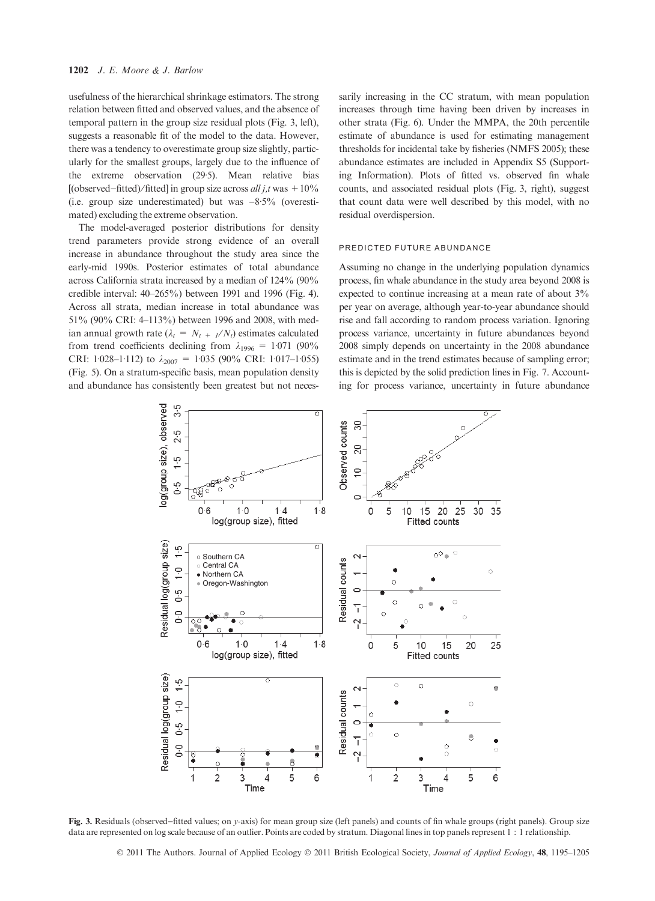usefulness of the hierarchical shrinkage estimators. The strong relation between fitted and observed values, and the absence of temporal pattern in the group size residual plots (Fig. 3, left), suggests a reasonable fit of the model to the data. However, there was a tendency to overestimate group size slightly, particularly for the smallest groups, largely due to the influence of the extreme observation (29·5). Mean relative bias [(observed−fitted)/fitted] in group size across *all j,t* was +10% (i.e. group size underestimated) but was −8·5% (overestimated) excluding the extreme observation.

The model-averaged posterior distributions for density trend parameters provide strong evidence of an overall increase in abundance throughout the study area since the early-mid 1990s. Posterior estimates of total abundance across California strata increased by a median of 124% (90% credible interval: 40–265%) between 1991 and 1996 (Fig. 4). Across all strata, median increase in total abundance was 51% (90% CRI: 4–113%) between 1996 and 2008, with median annual growth rate ($\lambda_t = N_{t+1}/N_t$) estimates calculated from trend coefficients declining from $\lambda_{1996} = 1{\cdot}071$ (90% CRI: 1·028–1·112) to $\lambda_{2007} = 1{\cdot}035$ (90% CRI: 1·017–1·055) (Fig. 5). On a stratum-specific basis, mean population density and abundance has consistently been greatest but not necessarily increasing in the CC stratum, with mean population increases through time having been driven by increases in other strata (Fig. 6). Under the MMPA, the 20th percentile estimate of abundance is used for estimating management thresholds for incidental take by fisheries (NMFS 2005); these abundance estimates are included in Appendix S5 (Supporting Information). Plots of fitted vs. observed fin whale counts, and associated residual plots (Fig. 3, right), suggest that count data were well described by this model, with no residual overdispersion.

#### PREDICTED FUTURE ABUNDANCE

Assuming no change in the underlying population dynamics process, fin whale abundance in the study area beyond 2008 is expected to continue increasing at a mean rate of about 3% per year on average, although year-to-year abundance should rise and fall according to random process variation. Ignoring process variance, uncertainty in future abundances beyond 2008 simply depends on uncertainty in the 2008 abundance estimate and in the trend estimates because of sampling error; this is depicted by the solid prediction lines in Fig. 7. Accounting for process variance, uncertainty in future abundance

**Fig. 3.** Residuals (observed−fitted values; on *y*-axis) for mean group size (left panels) and counts of fin whale groups (right panels). Group size data are represented on log scale because of an outlier. Points are coded by stratum. Diagonal lines in top panels represent 1 : 1 relationship.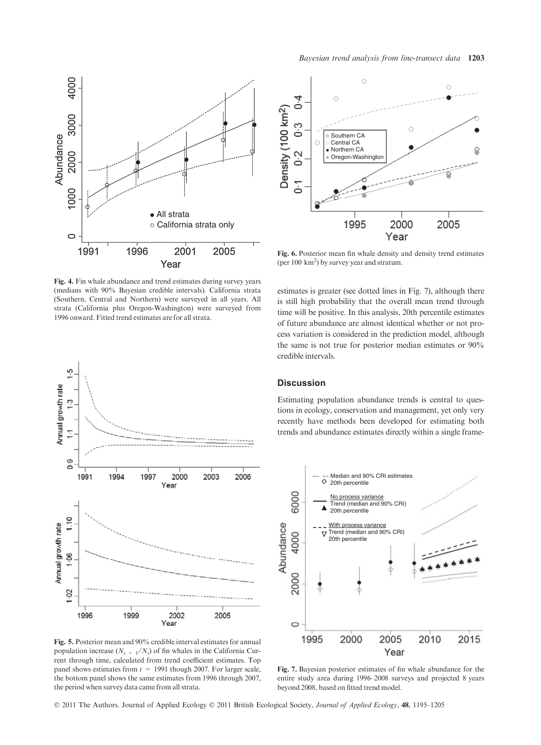Fig. 4. Fin whale abundance and trend estimates during survey years (medians with 90% Bayesian credible intervals). California strata (Southern, Central and Northern) were surveyed in all years. All strata (California plus Oregon-Washington) were surveyed from 1996 onward. Fitted trend estimates are for all strata.

Fig. 5. Posterior mean and 90% credible interval estimates for annual population increase ($N_{t+1}/N_t$) of fin whales in the California Current through time, calculated from trend coefficient estimates. Top panel shows estimates from $t$ = 1991 though 2007. For larger scale, the bottom panel shows the same estimates from 1996 through 2007, the period when survey data came from all strata.

Fig. 6. Posterior mean fin whale density and density trend estimates (per 100 km²) by survey year and stratum.

estimates is greater (see dotted lines in Fig. 7), although there is still high probability that the overall mean trend through time will be positive. In this analysis, 20th percentile estimates of future abundance are almost identical whether or not process variation is considered in the prediction model, although the same is not true for posterior median estimates or 90% credible intervals.

## Discussion

Estimating population abundance trends is central to questions in ecology, conservation and management, yet only very recently have methods been developed for estimating both trends and abundance estimates directly within a single frame-

Fig. 7. Bayesian posterior estimates of fin whale abundance for the entire study area during 1996–2008 surveys and projected 8 years beyond 2008, based on fitted trend model.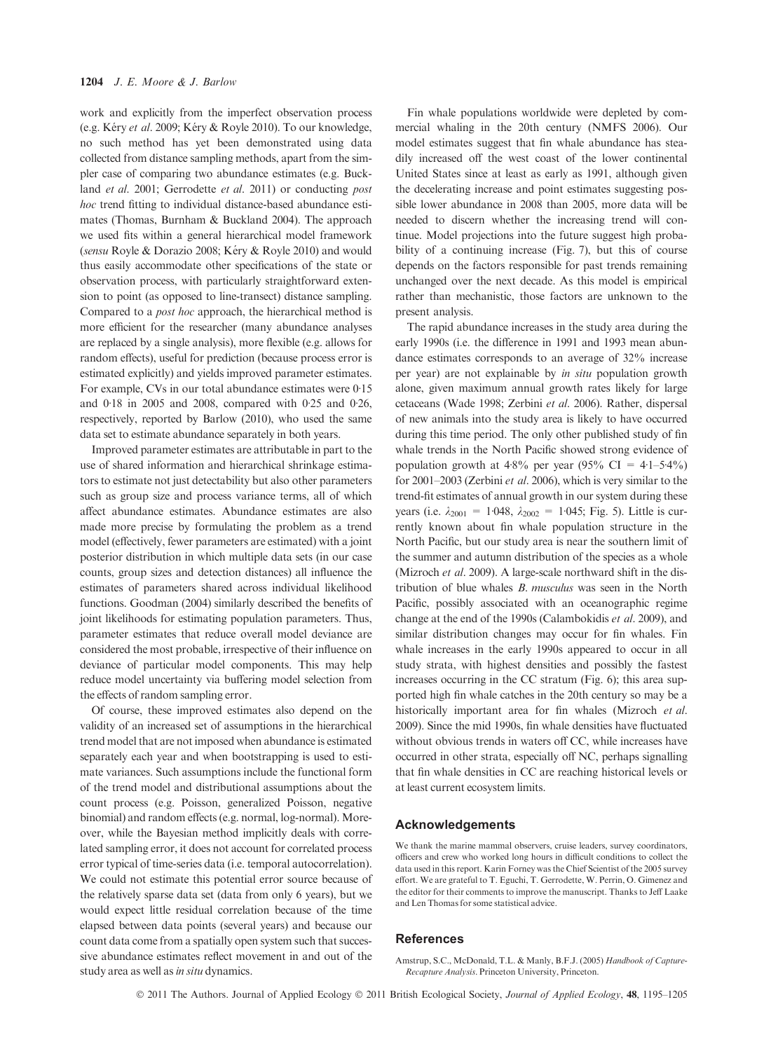work and explicitly from the imperfect observation process (e.g. Kéry *et al*. 2009; Kéry & Royle 2010). To our knowledge, no such method has yet been demonstrated using data collected from distance sampling methods, apart from the simpler case of comparing two abundance estimates (e.g. Buckland *et al*. 2001; Gerrodette *et al*. 2011) or conducting *post hoc* trend fitting to individual distance-based abundance estimates (Thomas, Burnham & Buckland 2004). The approach we used fits within a general hierarchical model framework (*sensu* Royle & Dorazio 2008; Kéry & Royle 2010) and would thus easily accommodate other specifications of the state or observation process, with particularly straightforward extension to point (as opposed to line-transect) distance sampling. Compared to a *post hoc* approach, the hierarchical method is more efficient for the researcher (many abundance analyses are replaced by a single analysis), more flexible (e.g. allows for random effects), useful for prediction (because process error is estimated explicitly) and yields improved parameter estimates. For example, CVs in our total abundance estimates were 0·15 and 0·18 in 2005 and 2008, compared with 0·25 and 0·26, respectively, reported by Barlow (2010), who used the same data set to estimate abundance separately in both years.

Improved parameter estimates are attributable in part to the use of shared information and hierarchical shrinkage estimators to estimate not just detectability but also other parameters such as group size and process variance terms, all of which affect abundance estimates. Abundance estimates are also made more precise by formulating the problem as a trend model (effectively, fewer parameters are estimated) with a joint posterior distribution in which multiple data sets (in our case counts, group sizes and detection distances) all influence the estimates of parameters shared across individual likelihood functions. Goodman (2004) similarly described the benefits of joint likelihoods for estimating population parameters. Thus, parameter estimates that reduce overall model deviance are considered the most probable, irrespective of their influence on deviance of particular model components. This may help reduce model uncertainty via buffering model selection from the effects of random sampling error.

Of course, these improved estimates also depend on the validity of an increased set of assumptions in the hierarchical trend model that are not imposed when abundance is estimated separately each year and when bootstrapping is used to estimate variances. Such assumptions include the functional form of the trend model and distributional assumptions about the count process (e.g. Poisson, generalized Poisson, negative binomial) and random effects (e.g. normal, log-normal). Moreover, while the Bayesian method implicitly deals with correlated sampling error, it does not account for correlated process error typical of time-series data (i.e. temporal autocorrelation). We could not estimate this potential error source because of the relatively sparse data set (data from only 6 years), but we would expect little residual correlation because of the time elapsed between data points (several years) and because our count data come from a spatially open system such that successive abundance estimates reflect movement in and out of the study area as well as *in situ* dynamics.

Fin whale populations worldwide were depleted by commercial whaling in the 20th century (NMFS 2006). Our model estimates suggest that fin whale abundance has steadily increased off the west coast of the lower continental United States since at least as early as 1991, although given the decelerating increase and point estimates suggesting possible lower abundance in 2008 than 2005, more data will be needed to discern whether the increasing trend will continue. Model projections into the future suggest high probability of a continuing increase (Fig. 7), but this of course depends on the factors responsible for past trends remaining unchanged over the next decade. As this model is empirical rather than mechanistic, those factors are unknown to the present analysis.

The rapid abundance increases in the study area during the early 1990s (i.e. the difference in 1991 and 1993 mean abundance estimates corresponds to an average of 32% increase per year) are not explainable by *in situ* population growth alone, given maximum annual growth rates likely for large cetaceans (Wade 1998; Zerbini *et al*. 2006). Rather, dispersal of new animals into the study area is likely to have occurred during this time period. The only other published study of fin whale trends in the North Pacific showed strong evidence of population growth at 4·8% per year (95% CI = 4·1–5·4%) for 2001–2003 (Zerbini *et al*. 2006), which is very similar to the trend-fit estimates of annual growth in our system during these years (i.e. $\lambda_{2001}$ = 1·048, $\lambda_{2002}$ = 1·045; Fig. 5). Little is currently known about fin whale population structure in the North Pacific, but our study area is near the southern limit of the summer and autumn distribution of the species as a whole (Mizroch *et al*. 2009). A large-scale northward shift in the distribution of blue whales *B. musculus* was seen in the North Pacific, possibly associated with an oceanographic regime change at the end of the 1990s (Calambokidis *et al*. 2009), and similar distribution changes may occur for fin whales. Fin whale increases in the early 1990s appeared to occur in all study strata, with highest densities and possibly the fastest increases occurring in the CC stratum (Fig. 6); this area supported high fin whale catches in the 20th century so may be a historically important area for fin whales (Mizroch *et al*. 2009). Since the mid 1990s, fin whale densities have fluctuated without obvious trends in waters off CC, while increases have occurred in other strata, especially off NC, perhaps signalling that fin whale densities in CC are reaching historical levels or at least current ecosystem limits.

## Acknowledgements

We thank the marine mammal observers, cruise leaders, survey coordinators, officers and crew who worked long hours in difficult conditions to collect the data used in this report. Karin Forney was the Chief Scientist of the 2005 survey effort. We are grateful to T. Eguchi, T. Gerrodette, W. Perrin, O. Gimenez and the editor for their comments to improve the manuscript. Thanks to Jeff Laake and Len Thomas for some statistical advice.

## References

Amstrup, S.C., McDonald, T.L. & Manly, B.F.J. (2005) *Handbook of Capture-Recapture Analysis*. Princeton University, Princeton.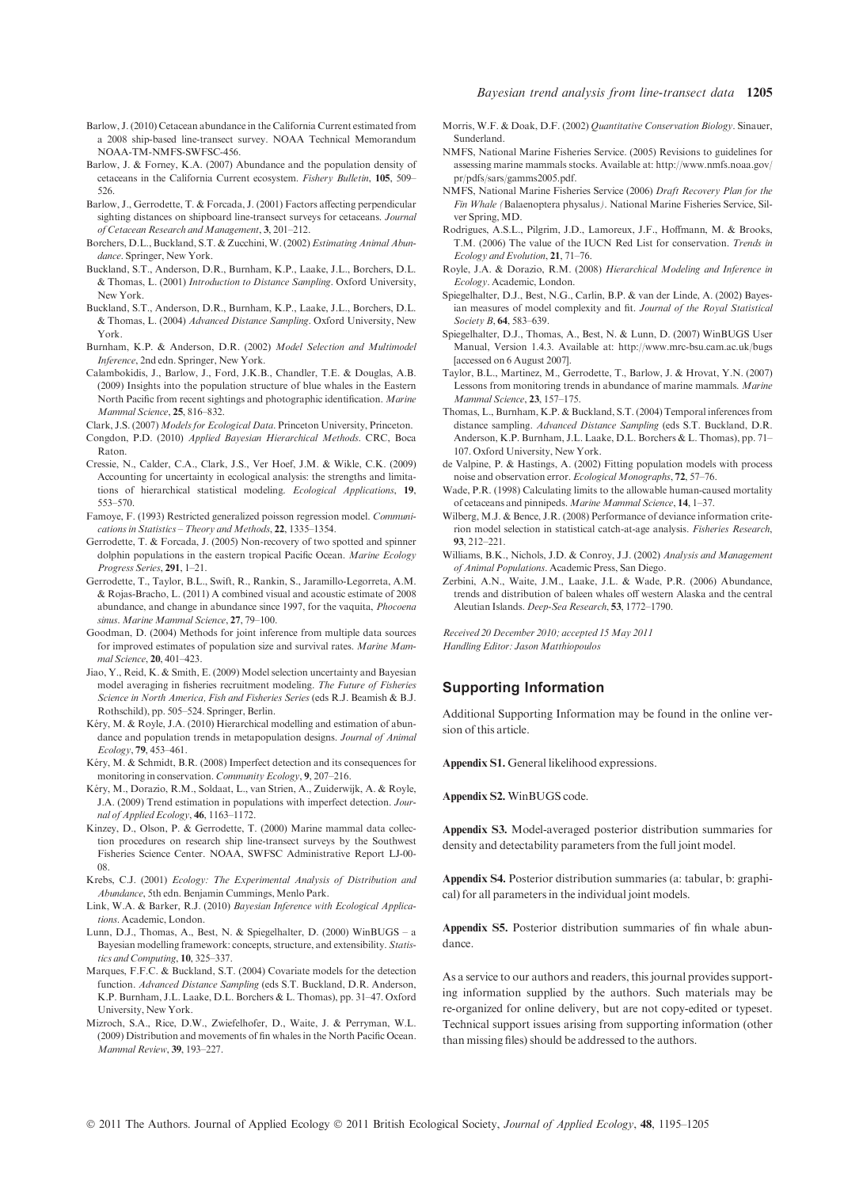Barlow, J. (2010) Cetacean abundance in the California Current estimated from a 2008 ship-based line-transect survey. NOAA Technical Memorandum NOAA-TM-NMFS-SWFSC-456.

Barlow, J. & Forney, K.A. (2007) Abundance and the population density of cetaceans in the California Current ecosystem. *Fishery Bulletin*, **105**, 509–526.

Barlow, J., Gerrodette, T. & Forcada, J. (2001) Factors affecting perpendicular sighting distances on shipboard line-transect surveys for cetaceans. *Journal of Cetacean Research and Management*, **3**, 201–212.

Borchers, D.L., Buckland, S.T. & Zucchini, W. (2002) *Estimating Animal Abundance*. Springer, New York.

Buckland, S.T., Anderson, D.R., Burnham, K.P., Laake, J.L., Borchers, D.L. & Thomas, L. (2001) *Introduction to Distance Sampling*. Oxford University, New York.

Buckland, S.T., Anderson, D.R., Burnham, K.P., Laake, J.L., Borchers, D.L. & Thomas, L. (2004) *Advanced Distance Sampling*. Oxford University, New York.

Burnham, K.P. & Anderson, D.R. (2002) *Model Selection and Multimodel Inference*, 2nd edn. Springer, New York.

Calambokidis, J., Barlow, J., Ford, J.K.B., Chandler, T.E. & Douglas, A.B. (2009) Insights into the population structure of blue whales in the Eastern North Pacific from recent sightings and photographic identification. *Marine Mammal Science*, **25**, 816–832.

Clark, J.S. (2007) *Models for Ecological Data*. Princeton University, Princeton.

Congdon, P.D. (2010) *Applied Bayesian Hierarchical Methods*. CRC, Boca Raton.

Cressie, N., Calder, C.A., Clark, J.S., Ver Hoef, J.M. & Wikle, C.K. (2009) Accounting for uncertainty in ecological analysis: the strengths and limitations of hierarchical statistical modeling. *Ecological Applications*, **19**, 553–570.

Famoye, F. (1993) Restricted generalized poisson regression model. *Communications in Statistics – Theory and Methods*, **22**, 1335–1354.

Gerrodette, T. & Forcada, J. (2005) Non-recovery of two spotted and spinner dolphin populations in the eastern tropical Pacific Ocean. *Marine Ecology Progress Series*, **291**, 1–21.

Gerrodette, T., Taylor, B.L., Swift, R., Rankin, S., Jaramillo-Legorreta, A.M. & Rojas-Bracho, L. (2011) A combined visual and acoustic estimate of 2008 abundance, and change in abundance since 1997, for the vaquita, *Phocoena sinus*. *Marine Mammal Science*, **27**, 79–100.

Goodman, D. (2004) Methods for joint inference from multiple data sources for improved estimates of population size and survival rates. *Marine Mammal Science*, **20**, 401–423.

Jiao, Y., Reid, K. & Smith, E. (2009) Model selection uncertainty and Bayesian model averaging in fisheries recruitment modeling. *The Future of Fisheries Science in North America, Fish and Fisheries Series* (eds R.J. Beamish & B.J. Rothschild), pp. 505–524. Springer, Berlin.

Kéry, M. & Royle, J.A. (2010) Hierarchical modelling and estimation of abundance and population trends in metapopulation designs. *Journal of Animal Ecology*, **79**, 453–461.

Kéry, M. & Schmidt, B.R. (2008) Imperfect detection and its consequences for monitoring in conservation. *Community Ecology*, **9**, 207–216.

Kéry, M., Dorazio, R.M., Soldaat, L., van Strien, A., Zuiderwijk, A. & Royle, J.A. (2009) Trend estimation in populations with imperfect detection. *Journal of Applied Ecology*, **46**, 1163–1172.

Kinzey, D., Olson, P. & Gerrodette, T. (2000) Marine mammal data collection procedures on research ship line-transect surveys by the Southwest Fisheries Science Center. NOAA, SWFSC Administrative Report LJ-00-08.

Krebs, C.J. (2001) *Ecology: The Experimental Analysis of Distribution and Abundance*, 5th edn. Benjamin Cummings, Menlo Park.

Link, W.A. & Barker, R.J. (2010) *Bayesian Inference with Ecological Applications*. Academic, London.

Lunn, D.J., Thomas, A., Best, N. & Spiegelhalter, D. (2000) WinBUGS – a Bayesian modelling framework: concepts, structure, and extensibility. *Statistics and Computing*, **10**, 325–337.

Marques, F.F.C. & Buckland, S.T. (2004) Covariate models for the detection function. *Advanced Distance Sampling* (eds S.T. Buckland, D.R. Anderson, K.P. Burnham, J.L. Laake, D.L. Borchers & L. Thomas), pp. 31–47. Oxford University, New York.

Mizroch, S.A., Rice, D.W., Zwiefelhofer, D., Waite, J. & Perryman, W.L. (2009) Distribution and movements of fin whales in the North Pacific Ocean. *Mammal Review*, **39**, 193–227.

Morris, W.F. & Doak, D.F. (2002) *Quantitative Conservation Biology*. Sinauer, Sunderland.

NMFS, National Marine Fisheries Service. (2005) Revisions to guidelines for assessing marine mammals stocks. Available at: http://www.nmfs.noaa.gov/pr/pdfs/sars/gamms2005.pdf.

NMFS, National Marine Fisheries Service (2006) *Draft Recovery Plan for the Fin Whale (*Balaenoptera physalus*)*. National Marine Fisheries Service, Silver Spring, MD.

Rodrigues, A.S.L., Pilgrim, J.D., Lamoreux, J.F., Hoffmann, M. & Brooks, T.M. (2006) The value of the IUCN Red List for conservation. *Trends in Ecology and Evolution*, **21**, 71–76.

Royle, J.A. & Dorazio, R.M. (2008) *Hierarchical Modeling and Inference in Ecology*. Academic, London.

Spiegelhalter, D.J., Best, N.G., Carlin, B.P. & van der Linde, A. (2002) Bayesian measures of model complexity and fit. *Journal of the Royal Statistical Society B*, **64**, 583–639.

Spiegelhalter, D.J., Thomas, A., Best, N. & Lunn, D. (2007) WinBUGS User Manual, Version 1.4.3. Available at: http://www.mrc-bsu.cam.ac.uk/bugs [accessed on 6 August 2007].

Taylor, B.L., Martinez, M., Gerrodette, T., Barlow, J. & Hrovat, Y.N. (2007) Lessons from monitoring trends in abundance of marine mammals. *Marine Mammal Science*, **23**, 157–175.

Thomas, L., Burnham, K.P. & Buckland, S.T. (2004) Temporal inferences from distance sampling. *Advanced Distance Sampling* (eds S.T. Buckland, D.R. Anderson, K.P. Burnham, J.L. Laake, D.L. Borchers & L. Thomas), pp. 71–107. Oxford University, New York.

de Valpine, P. & Hastings, A. (2002) Fitting population models with process noise and observation error. *Ecological Monographs*, **72**, 57–76.

Wade, P.R. (1998) Calculating limits to the allowable human-caused mortality of cetaceans and pinnipeds. *Marine Mammal Science*, **14**, 1–37.

Wilberg, M.J. & Bence, J.R. (2008) Performance of deviance information criterion model selection in statistical catch-at-age analysis. *Fisheries Research*, **93**, 212–221.

Williams, B.K., Nichols, J.D. & Conroy, J.J. (2002) *Analysis and Management of Animal Populations*. Academic Press, San Diego.

Zerbini, A.N., Waite, J.M., Laake, J.L. & Wade, P.R. (2006) Abundance, trends and distribution of baleen whales off western Alaska and the central Aleutian Islands. *Deep-Sea Research*, **53**, 1772–1790.

*Received 20 December 2010; accepted 15 May 2011*
*Handling Editor: Jason Matthiopoulos*

## Supporting Information

Additional Supporting Information may be found in the online version of this article.

**Appendix S1.** General likelihood expressions.

**Appendix S2.** WinBUGS code.

**Appendix S3.** Model-averaged posterior distribution summaries for density and detectability parameters from the full joint model.

**Appendix S4.** Posterior distribution summaries (a: tabular, b: graphical) for all parameters in the individual joint models.

**Appendix S5.** Posterior distribution summaries of fin whale abundance.

As a service to our authors and readers, this journal provides supporting information supplied by the authors. Such materials may be re-organized for online delivery, but are not copy-edited or typeset. Technical support issues arising from supporting information (other than missing files) should be addressed to the authors.